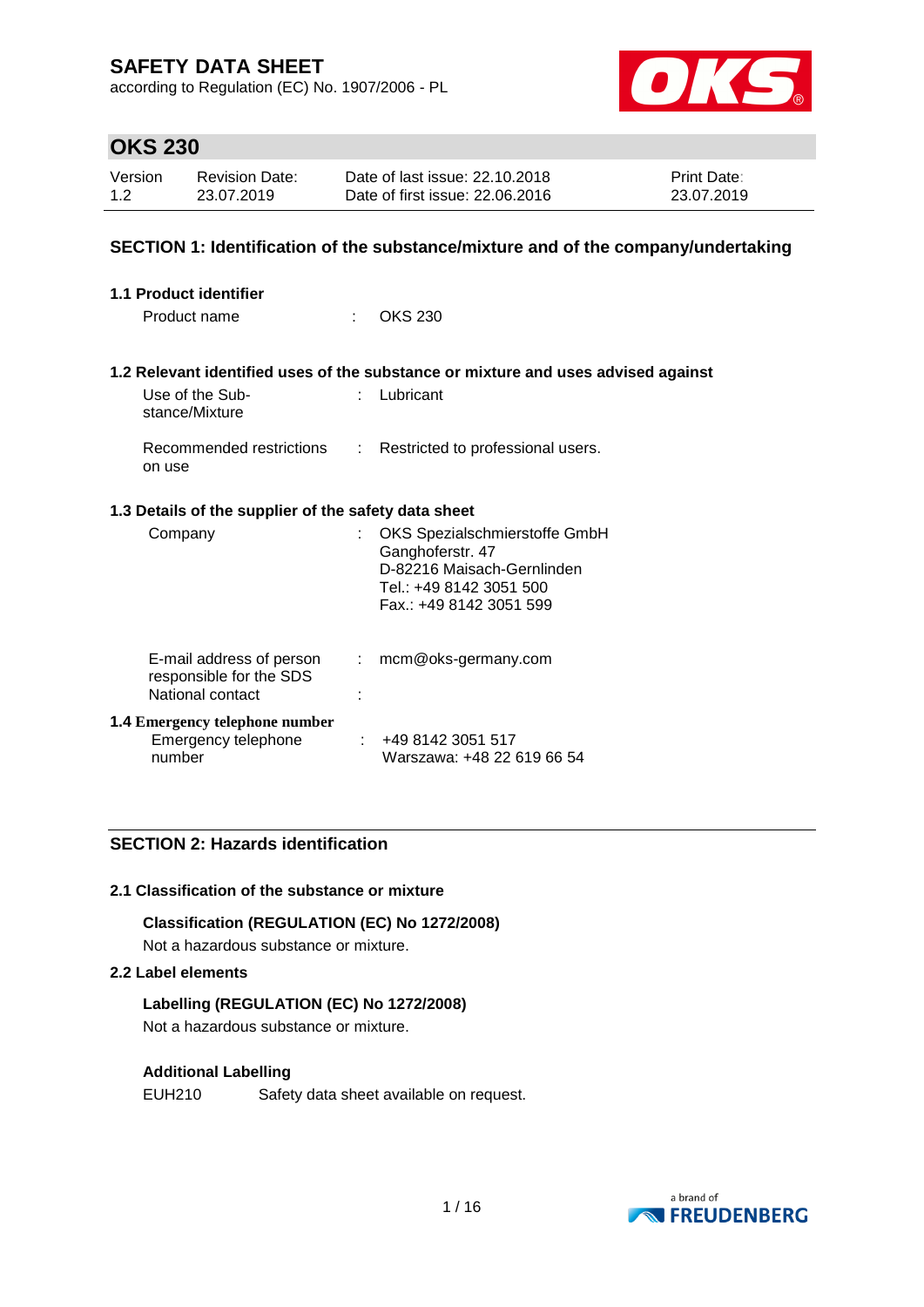# SAFETY DATA SHEET

according to Regulation (EC) No. 1907/2006 - PL

## OKS 230

| Version | Revision Date: | Date of last issue: 22.10.2018 | Print Date: |
|---|---|---|---|
| 1.2 | 23.07.2019 | Date of first issue: 22.06.2016 | 23.07.2019 |

## SECTION 1: Identification of the substance/mixture and of the company/undertaking

### 1.1 Product identifier

Product name : OKS 230

### 1.2 Relevant identified uses of the substance or mixture and uses advised against

Use of the Substance/Mixture : Lubricant

Recommended restrictions on use : Restricted to professional users.

### 1.3 Details of the supplier of the safety data sheet

Company : OKS Spezialschmierstoffe GmbH
Ganghoferstr. 47
D-82216 Maisach-Gernlinden
Tel.: +49 8142 3051 500
Fax.: +49 8142 3051 599

E-mail address of person responsible for the SDS : mcm@oks-germany.com

National contact :

### 1.4 Emergency telephone number

Emergency telephone number : +49 8142 3051 517
Warszawa: +48 22 619 66 54

## SECTION 2: Hazards identification

### 2.1 Classification of the substance or mixture

**Classification (REGULATION (EC) No 1272/2008)**

Not a hazardous substance or mixture.

### 2.2 Label elements

**Labelling (REGULATION (EC) No 1272/2008)**

Not a hazardous substance or mixture.

**Additional Labelling**

EUH210 Safety data sheet available on request.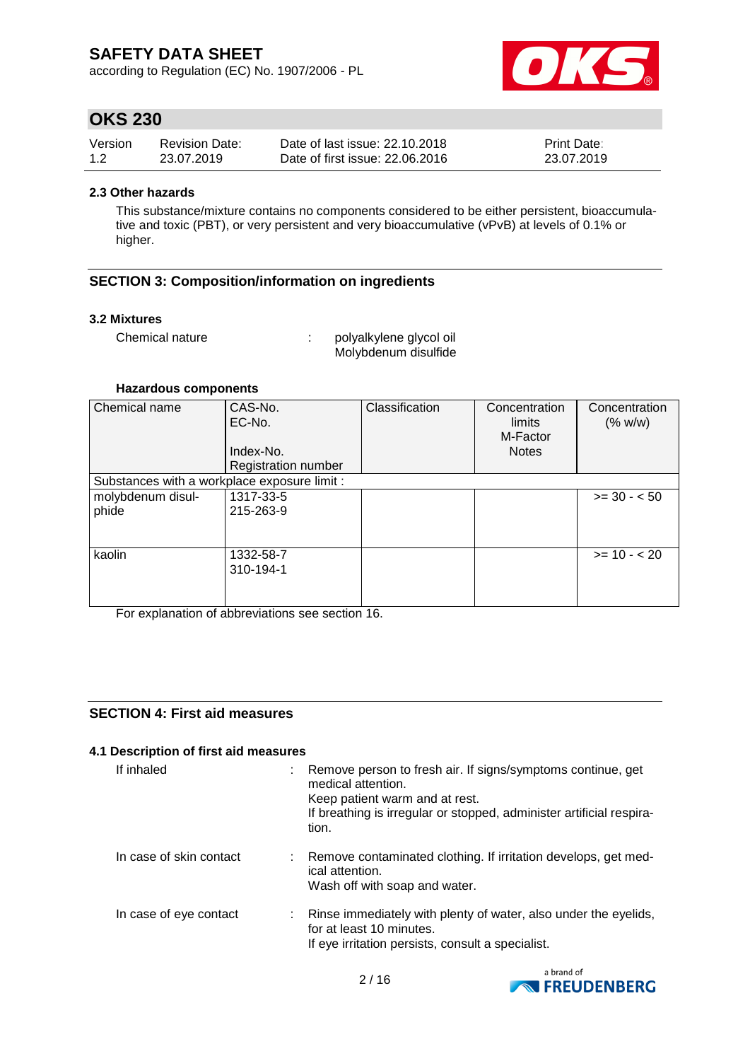### 2.3 Other hazards

This substance/mixture contains no components considered to be either persistent, bioaccumulative and toxic (PBT), or very persistent and very bioaccumulative (vPvB) at levels of 0.1% or higher.

## SECTION 3: Composition/information on ingredients

### 3.2 Mixtures

Chemical nature : polyalkylene glycol oil
Molybdenum disulfide

**Hazardous components**

| Chemical name | CAS-No.<br>EC-No.<br><br>Index-No.<br>Registration number | Classification | Concentration limits<br>M-Factor<br>Notes | Concentration (% w/w) |
|---|---|---|---|---|
| Substances with a workplace exposure limit : | | | | |
| molybdenum disulphide | 1317-33-5<br>215-263-9 | | | >= 30 - < 50 |
| kaolin | 1332-58-7<br>310-194-1 | | | >= 10 - < 20 |

For explanation of abbreviations see section 16.

## SECTION 4: First aid measures

### 4.1 Description of first aid measures

If inhaled : Remove person to fresh air. If signs/symptoms continue, get medical attention.
Keep patient warm and at rest.
If breathing is irregular or stopped, administer artificial respiration.

In case of skin contact : Remove contaminated clothing. If irritation develops, get medical attention.
Wash off with soap and water.

In case of eye contact : Rinse immediately with plenty of water, also under the eyelids, for at least 10 minutes.
If eye irritation persists, consult a specialist.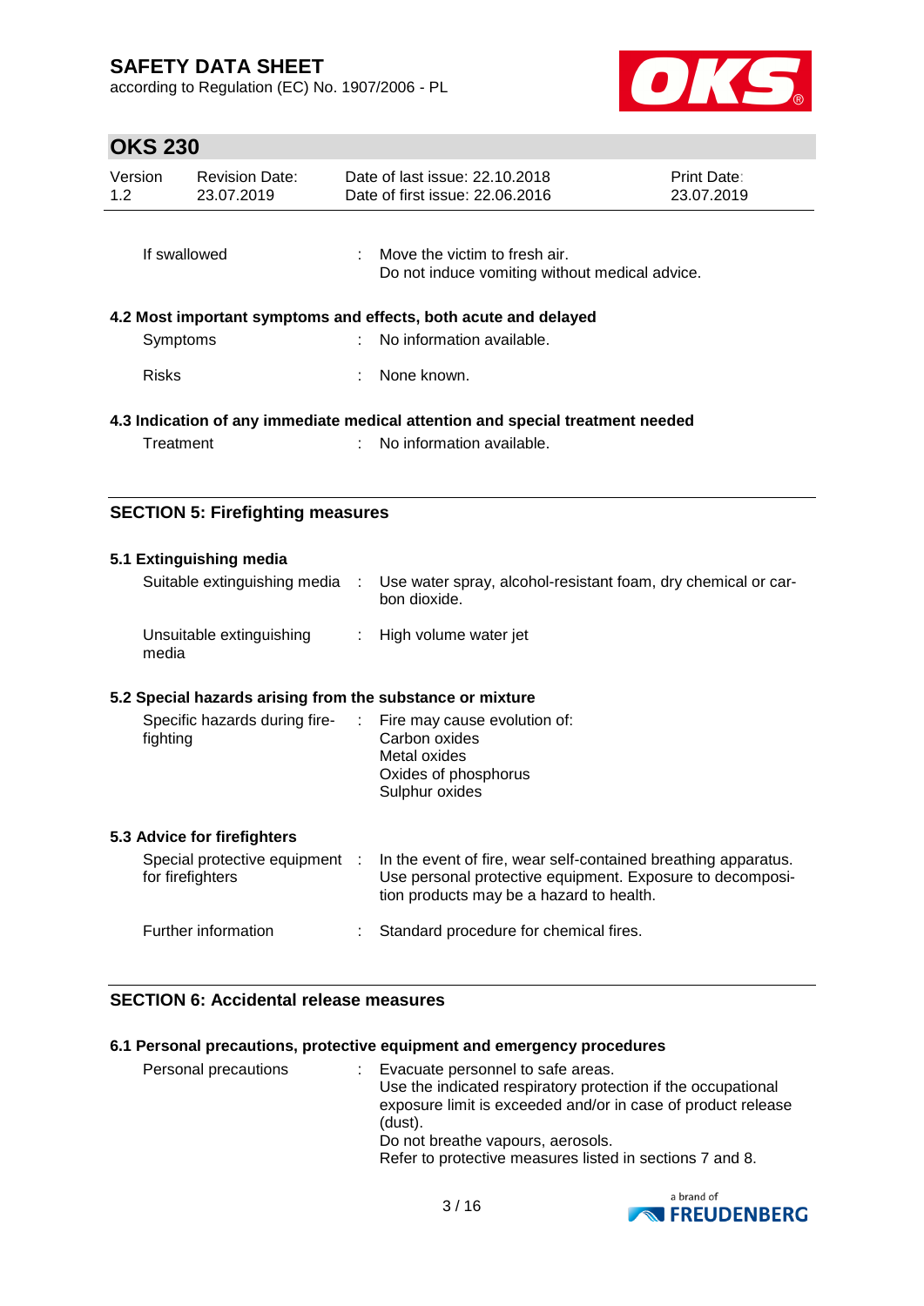| If swallowed | : | Move the victim to fresh air.<br>Do not induce vomiting without medical advice. |
|---|---|---|

### 4.2 Most important symptoms and effects, both acute and delayed

| Symptoms | : | No information available. |
|---|---|---|
| Risks | : | None known. |

### 4.3 Indication of any immediate medical attention and special treatment needed

| Treatment | : | No information available. |
|---|---|---|

## SECTION 5: Firefighting measures

### 5.1 Extinguishing media

| Suitable extinguishing media | : | Use water spray, alcohol-resistant foam, dry chemical or carbon dioxide. |
|---|---|---|
| Unsuitable extinguishing media | : | High volume water jet |

### 5.2 Special hazards arising from the substance or mixture

| Specific hazards during firefighting | : | Fire may cause evolution of:<br>Carbon oxides<br>Metal oxides<br>Oxides of phosphorus<br>Sulphur oxides |
|---|---|---|

### 5.3 Advice for firefighters

| Special protective equipment for firefighters | : | In the event of fire, wear self-contained breathing apparatus.<br>Use personal protective equipment. Exposure to decomposition products may be a hazard to health. |
|---|---|---|
| Further information | : | Standard procedure for chemical fires. |

## SECTION 6: Accidental release measures

### 6.1 Personal precautions, protective equipment and emergency procedures

| Personal precautions | : | Evacuate personnel to safe areas.<br>Use the indicated respiratory protection if the occupational exposure limit is exceeded and/or in case of product release (dust).<br>Do not breathe vapours, aerosols.<br>Refer to protective measures listed in sections 7 and 8. |
|---|---|---|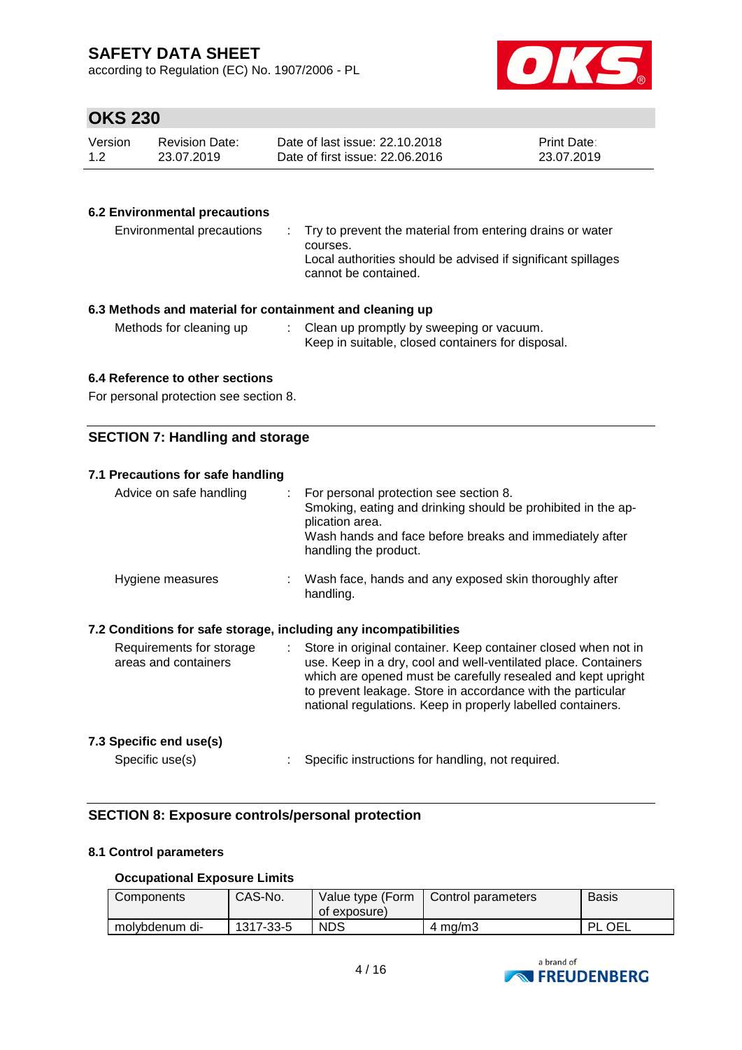#### 6.2 Environmental precautions

Environmental precautions : Try to prevent the material from entering drains or water courses.
Local authorities should be advised if significant spillages cannot be contained.

#### 6.3 Methods and material for containment and cleaning up

Methods for cleaning up : Clean up promptly by sweeping or vacuum.
Keep in suitable, closed containers for disposal.

#### 6.4 Reference to other sections

For personal protection see section 8.

## SECTION 7: Handling and storage

#### 7.1 Precautions for safe handling

Advice on safe handling : For personal protection see section 8.
Smoking, eating and drinking should be prohibited in the application area.
Wash hands and face before breaks and immediately after handling the product.

Hygiene measures : Wash face, hands and any exposed skin thoroughly after handling.

#### 7.2 Conditions for safe storage, including any incompatibilities

Requirements for storage areas and containers : Store in original container. Keep container closed when not in use. Keep in a dry, cool and well-ventilated place. Containers which are opened must be carefully resealed and kept upright to prevent leakage. Store in accordance with the particular national regulations. Keep in properly labelled containers.

#### 7.3 Specific end use(s)

Specific use(s) : Specific instructions for handling, not required.

## SECTION 8: Exposure controls/personal protection

#### 8.1 Control parameters

**Occupational Exposure Limits**

| Components | CAS-No. | Value type (Form of exposure) | Control parameters | Basis |
|---|---|---|---|---|
| molybdenum di- | 1317-33-5 | NDS | 4 mg/m3 | PL OEL |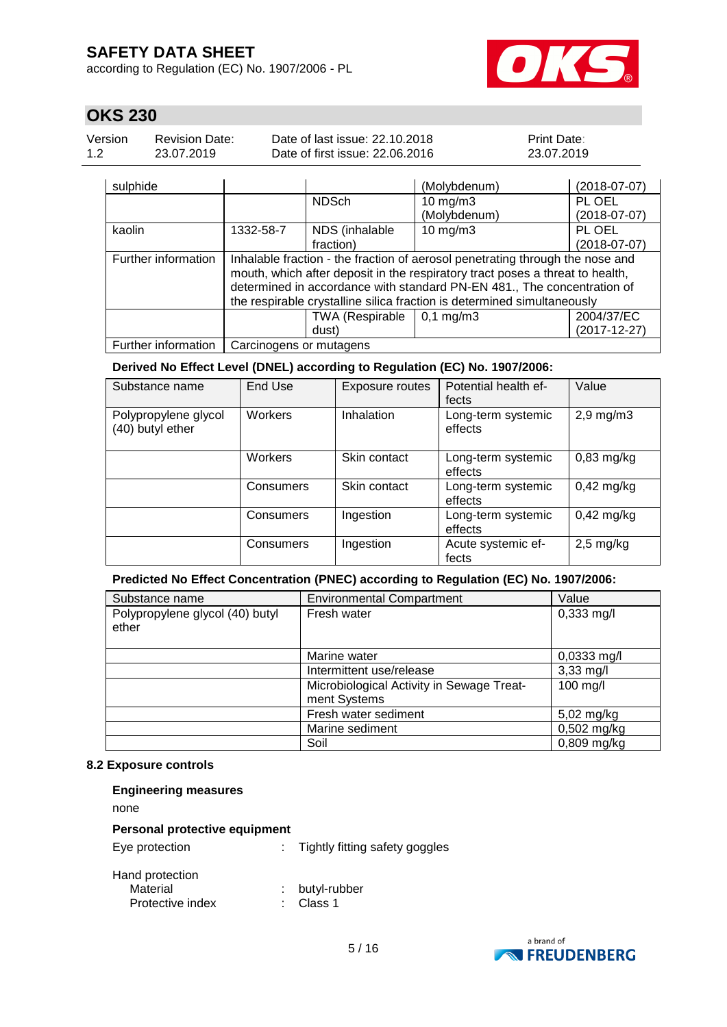| sulphide | | | (Molybdenum) | (2018-07-07) |
|---|---|---|---|---|
| | | NDSch | 10 mg/m3 (Molybdenum) | PL OEL (2018-07-07) |
| kaolin | 1332-58-7 | NDS (inhalable fraction) | 10 mg/m3 | PL OEL (2018-07-07) |
| Further information | Inhalable fraction - the fraction of aerosol penetrating through the nose and mouth, which after deposit in the respiratory tract poses a threat to health, determined in accordance with standard PN-EN 481., The concentration of the respirable crystalline silica fraction is determined simultaneously | | | |
| | | TWA (Respirable dust) | 0,1 mg/m3 | 2004/37/EC (2017-12-27) |
| Further information | Carcinogens or mutagens | | | |

**Derived No Effect Level (DNEL) according to Regulation (EC) No. 1907/2006:**

| Substance name | End Use | Exposure routes | Potential health effects | Value |
|---|---|---|---|---|
| Polypropylene glycol (40) butyl ether | Workers | Inhalation | Long-term systemic effects | 2,9 mg/m3 |
| | Workers | Skin contact | Long-term systemic effects | 0,83 mg/kg |
| | Consumers | Skin contact | Long-term systemic effects | 0,42 mg/kg |
| | Consumers | Ingestion | Long-term systemic effects | 0,42 mg/kg |
| | Consumers | Ingestion | Acute systemic effects | 2,5 mg/kg |

**Predicted No Effect Concentration (PNEC) according to Regulation (EC) No. 1907/2006:**

| Substance name | Environmental Compartment | Value |
|---|---|---|
| Polypropylene glycol (40) butyl ether | Fresh water | 0,333 mg/l |
| | Marine water | 0,0333 mg/l |
| | Intermittent use/release | 3,33 mg/l |
| | Microbiological Activity in Sewage Treatment Systems | 100 mg/l |
| | Fresh water sediment | 5,02 mg/kg |
| | Marine sediment | 0,502 mg/kg |
| | Soil | 0,809 mg/kg |

### 8.2 Exposure controls

**Engineering measures**

none

**Personal protective equipment**

Eye protection : Tightly fitting safety goggles

Hand protection
  Material : butyl-rubber
  Protective index : Class 1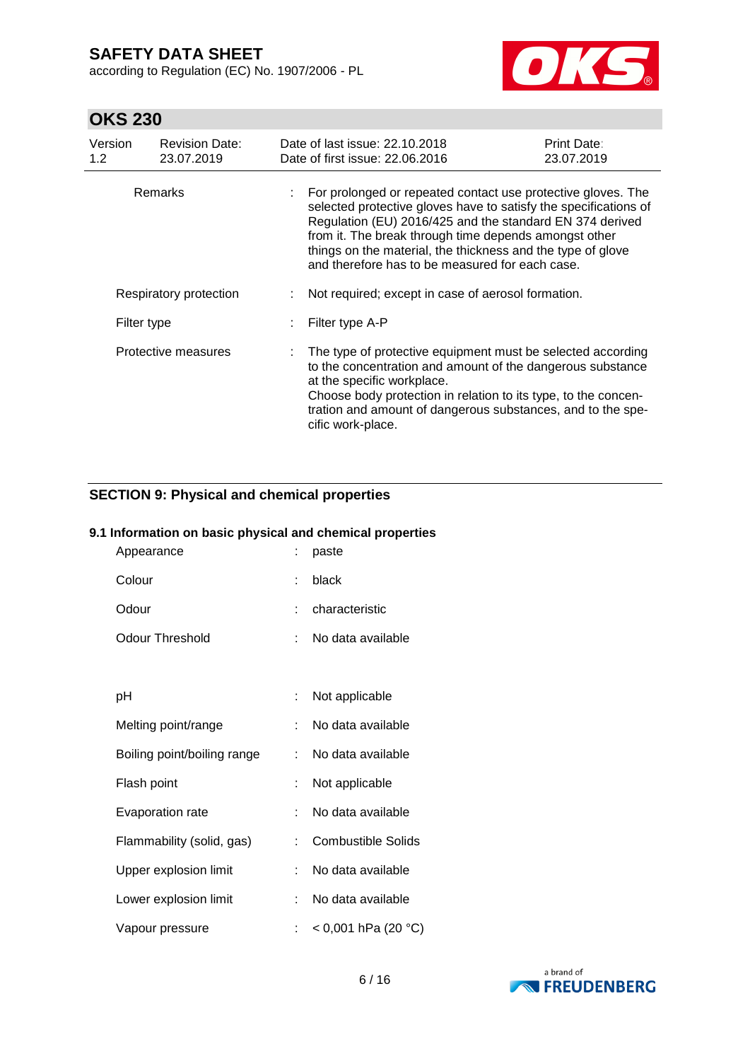| | | |
|---|---|---|
| Remarks | : | For prolonged or repeated contact use protective gloves. The selected protective gloves have to satisfy the specifications of Regulation (EU) 2016/425 and the standard EN 374 derived from it. The break through time depends amongst other things on the material, the thickness and the type of glove and therefore has to be measured for each case. |
| Respiratory protection | : | Not required; except in case of aerosol formation. |
| Filter type | : | Filter type A-P |
| Protective measures | : | The type of protective equipment must be selected according to the concentration and amount of the dangerous substance at the specific workplace.<br>Choose body protection in relation to its type, to the concentration and amount of dangerous substances, and to the specific work-place. |

## SECTION 9: Physical and chemical properties

### 9.1 Information on basic physical and chemical properties

| | | |
|---|---|---|
| Appearance | : | paste |
| Colour | : | black |
| Odour | : | characteristic |
| Odour Threshold | : | No data available |
| pH | : | Not applicable |
| Melting point/range | : | No data available |
| Boiling point/boiling range | : | No data available |
| Flash point | : | Not applicable |
| Evaporation rate | : | No data available |
| Flammability (solid, gas) | : | Combustible Solids |
| Upper explosion limit | : | No data available |
| Lower explosion limit | : | No data available |
| Vapour pressure | : | < 0,001 hPa (20 °C) |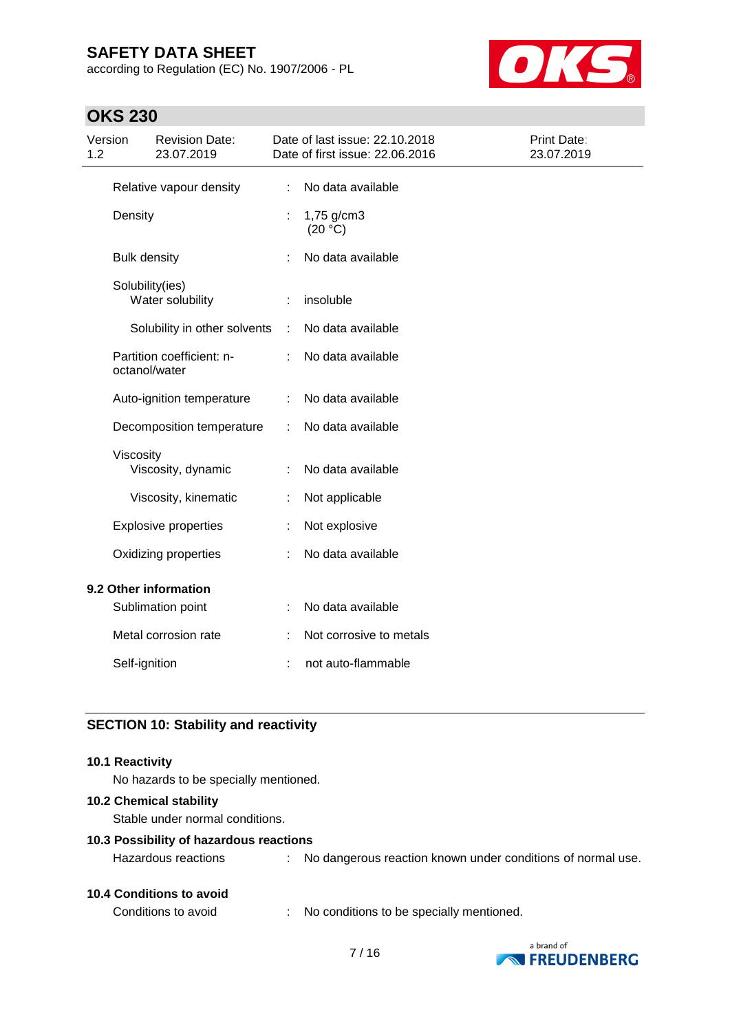| | | |
|---|---|---|
| Relative vapour density | : | No data available |
| Density | : | 1,75 g/cm3 (20 °C) |
| Bulk density | : | No data available |
| Solubility(ies) | | |
| Water solubility | : | insoluble |
| Solubility in other solvents | : | No data available |
| Partition coefficient: n-octanol/water | : | No data available |
| Auto-ignition temperature | : | No data available |
| Decomposition temperature | : | No data available |
| Viscosity | | |
| Viscosity, dynamic | : | No data available |
| Viscosity, kinematic | : | Not applicable |
| Explosive properties | : | Not explosive |
| Oxidizing properties | : | No data available |

**9.2 Other information**

| | | |
|---|---|---|
| Sublimation point | : | No data available |
| Metal corrosion rate | : | Not corrosive to metals |
| Self-ignition | : | not auto-flammable |

## SECTION 10: Stability and reactivity

**10.1 Reactivity**

No hazards to be specially mentioned.

**10.2 Chemical stability**

Stable under normal conditions.

**10.3 Possibility of hazardous reactions**

Hazardous reactions : No dangerous reaction known under conditions of normal use.

**10.4 Conditions to avoid**

Conditions to avoid : No conditions to be specially mentioned.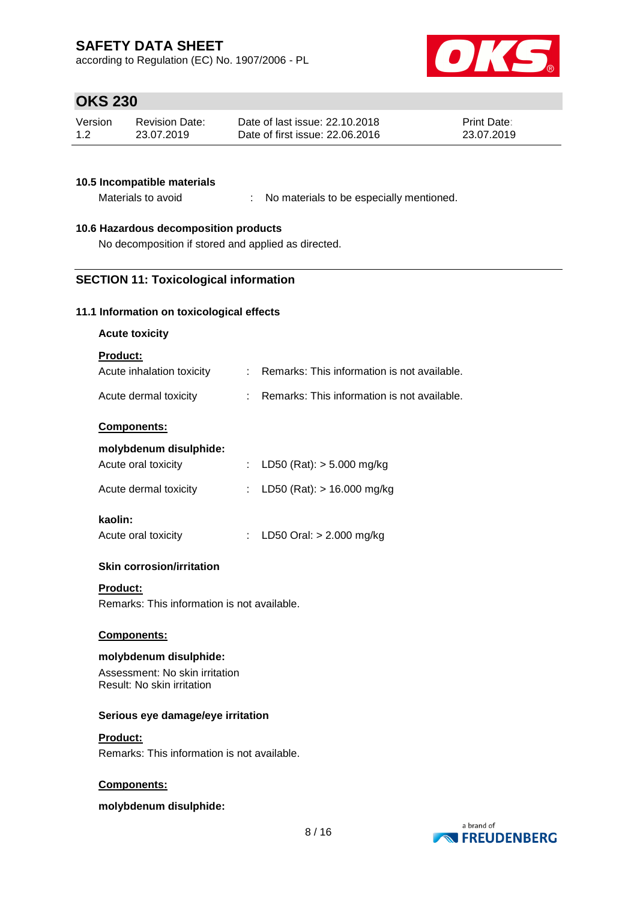#### 10.5 Incompatible materials

Materials to avoid : No materials to be especially mentioned.

#### 10.6 Hazardous decomposition products

No decomposition if stored and applied as directed.

## SECTION 11: Toxicological information

### 11.1 Information on toxicological effects

**Acute toxicity**

**Product:**

| | | |
|---|---|---|
| Acute inhalation toxicity | : | Remarks: This information is not available. |
| Acute dermal toxicity | : | Remarks: This information is not available. |

**Components:**

**molybdenum disulphide:**

| | | |
|---|---|---|
| Acute oral toxicity | : | LD50 (Rat): > 5.000 mg/kg |
| Acute dermal toxicity | : | LD50 (Rat): > 16.000 mg/kg |

**kaolin:**

| | | |
|---|---|---|
| Acute oral toxicity | : | LD50 Oral: > 2.000 mg/kg |

**Skin corrosion/irritation**

**Product:**

Remarks: This information is not available.

**Components:**

**molybdenum disulphide:**

Assessment: No skin irritation
Result: No skin irritation

**Serious eye damage/eye irritation**

**Product:**

Remarks: This information is not available.

**Components:**

**molybdenum disulphide:**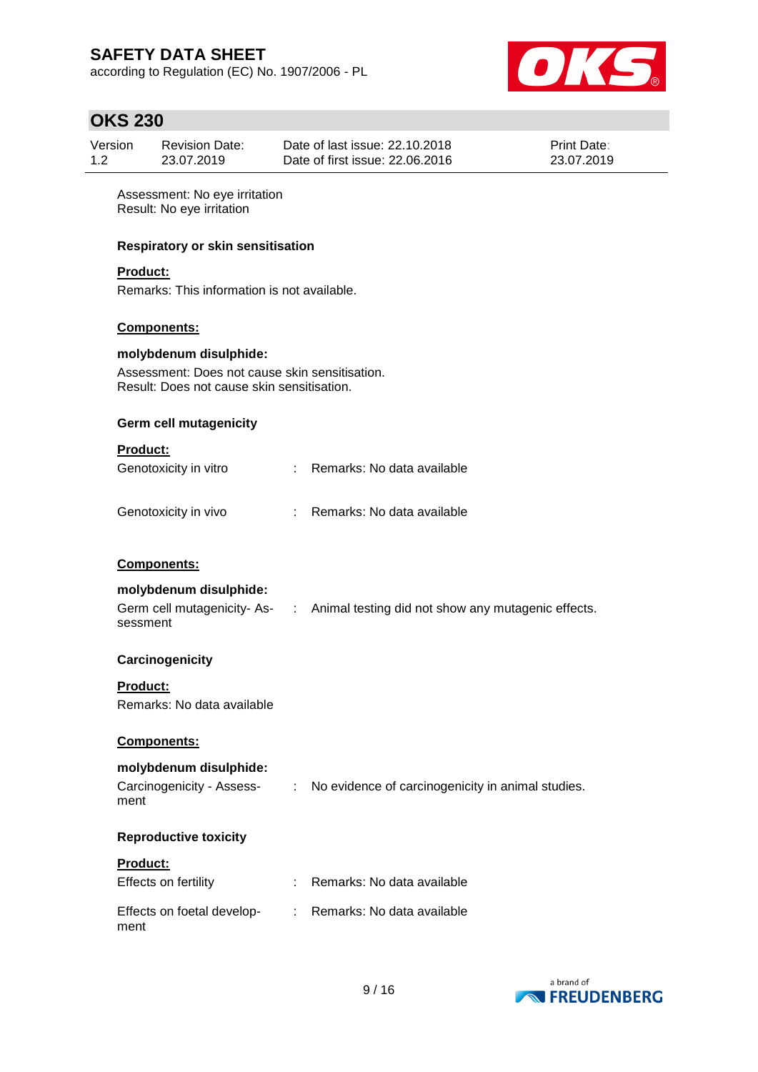Assessment: No eye irritation
Result: No eye irritation

**Respiratory or skin sensitisation**

**Product:**

Remarks: This information is not available.

**Components:**

**molybdenum disulphide:**

Assessment: Does not cause skin sensitisation.
Result: Does not cause skin sensitisation.

**Germ cell mutagenicity**

**Product:**

Genotoxicity in vitro : Remarks: No data available

Genotoxicity in vivo : Remarks: No data available

**Components:**

**molybdenum disulphide:**

Germ cell mutagenicity- Assessment : Animal testing did not show any mutagenic effects.

**Carcinogenicity**

**Product:**

Remarks: No data available

**Components:**

**molybdenum disulphide:**

Carcinogenicity - Assessment : No evidence of carcinogenicity in animal studies.

**Reproductive toxicity**

**Product:**

Effects on fertility : Remarks: No data available

Effects on foetal development : Remarks: No data available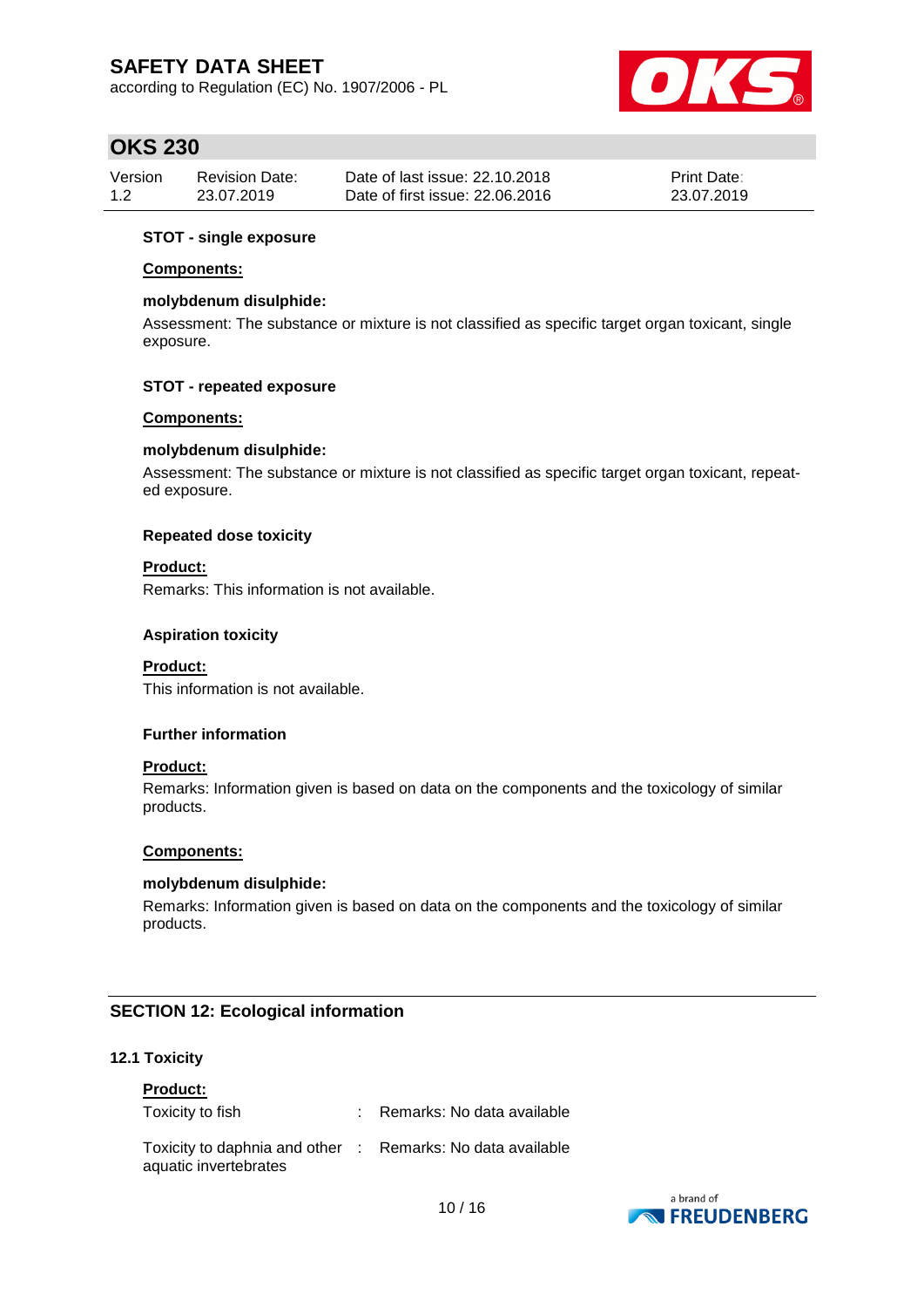**STOT - single exposure**

**Components:**

**molybdenum disulphide:**

Assessment: The substance or mixture is not classified as specific target organ toxicant, single exposure.

**STOT - repeated exposure**

**Components:**

**molybdenum disulphide:**

Assessment: The substance or mixture is not classified as specific target organ toxicant, repeated exposure.

**Repeated dose toxicity**

**Product:**

Remarks: This information is not available.

**Aspiration toxicity**

**Product:**

This information is not available.

**Further information**

**Product:**

Remarks: Information given is based on data on the components and the toxicology of similar products.

**Components:**

**molybdenum disulphide:**

Remarks: Information given is based on data on the components and the toxicology of similar products.

## SECTION 12: Ecological information

### 12.1 Toxicity

**Product:**

| | | |
|---|---|---|
| Toxicity to fish | : | Remarks: No data available |
| Toxicity to daphnia and other aquatic invertebrates | : | Remarks: No data available |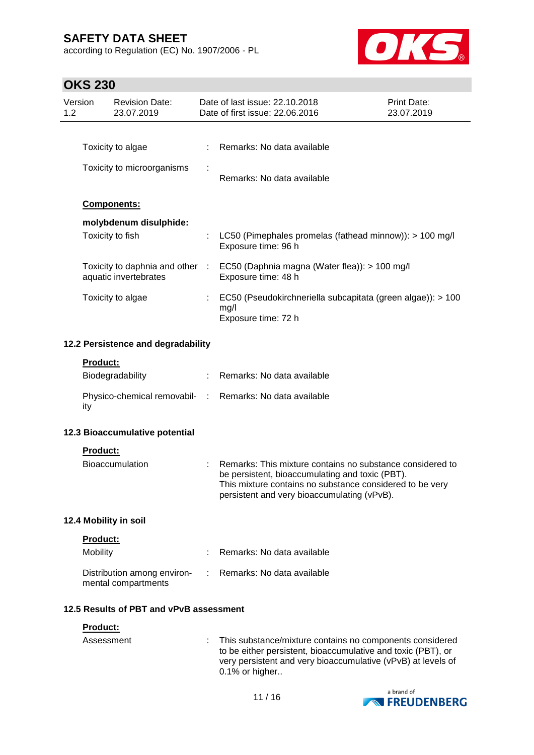| | | |
|---|---|---|
| Toxicity to algae | : | Remarks: No data available |
| Toxicity to microorganisms | : | Remarks: No data available |

**Components:**

**molybdenum disulphide:**

| | | |
|---|---|---|
| Toxicity to fish | : | LC50 (Pimephales promelas (fathead minnow)): > 100 mg/l<br>Exposure time: 96 h |
| Toxicity to daphnia and other aquatic invertebrates | : | EC50 (Daphnia magna (Water flea)): > 100 mg/l<br>Exposure time: 48 h |
| Toxicity to algae | : | EC50 (Pseudokirchneriella subcapitata (green algae)): > 100 mg/l<br>Exposure time: 72 h |

### 12.2 Persistence and degradability

**Product:**

| | | |
|---|---|---|
| Biodegradability | : | Remarks: No data available |
| Physico-chemical removability | : | Remarks: No data available |

### 12.3 Bioaccumulative potential

**Product:**

| | | |
|---|---|---|
| Bioaccumulation | : | Remarks: This mixture contains no substance considered to be persistent, bioaccumulating and toxic (PBT).<br>This mixture contains no substance considered to be very persistent and very bioaccumulating (vPvB). |

### 12.4 Mobility in soil

**Product:**

| | | |
|---|---|---|
| Mobility | : | Remarks: No data available |
| Distribution among environmental compartments | : | Remarks: No data available |

### 12.5 Results of PBT and vPvB assessment

**Product:**

| | | |
|---|---|---|
| Assessment | : | This substance/mixture contains no components considered to be either persistent, bioaccumulative and toxic (PBT), or very persistent and very bioaccumulative (vPvB) at levels of 0.1% or higher.. |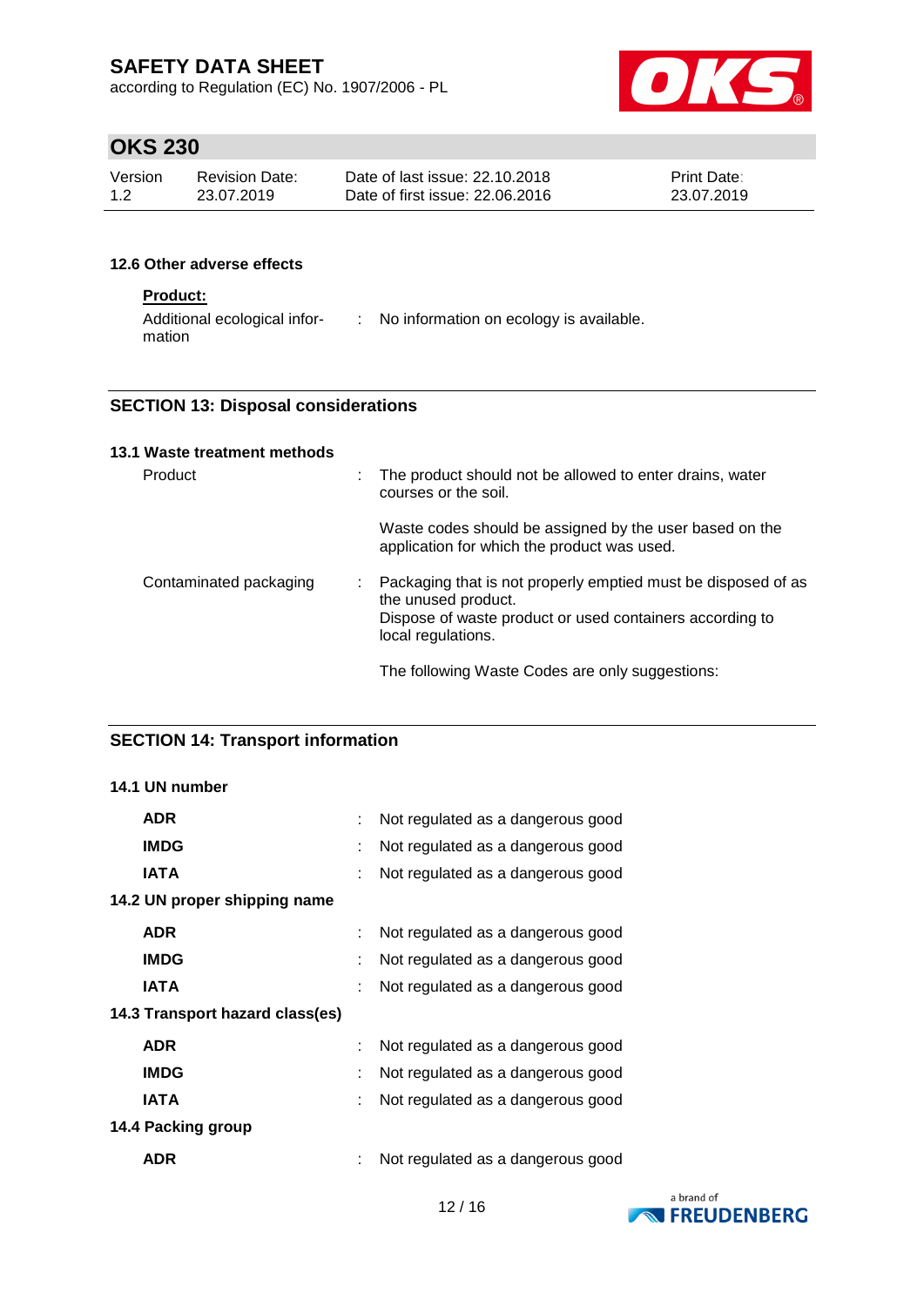### 12.6 Other adverse effects

**Product:**

Additional ecological information : No information on ecology is available.

## SECTION 13: Disposal considerations

### 13.1 Waste treatment methods

Product : The product should not be allowed to enter drains, water courses or the soil.

Waste codes should be assigned by the user based on the application for which the product was used.

Contaminated packaging : Packaging that is not properly emptied must be disposed of as the unused product.
Dispose of waste product or used containers according to local regulations.

The following Waste Codes are only suggestions:

## SECTION 14: Transport information

### 14.1 UN number

**ADR** : Not regulated as a dangerous good

**IMDG** : Not regulated as a dangerous good

**IATA** : Not regulated as a dangerous good

### 14.2 UN proper shipping name

**ADR** : Not regulated as a dangerous good

**IMDG** : Not regulated as a dangerous good

**IATA** : Not regulated as a dangerous good

### 14.3 Transport hazard class(es)

**ADR** : Not regulated as a dangerous good

**IMDG** : Not regulated as a dangerous good

**IATA** : Not regulated as a dangerous good

### 14.4 Packing group

**ADR** : Not regulated as a dangerous good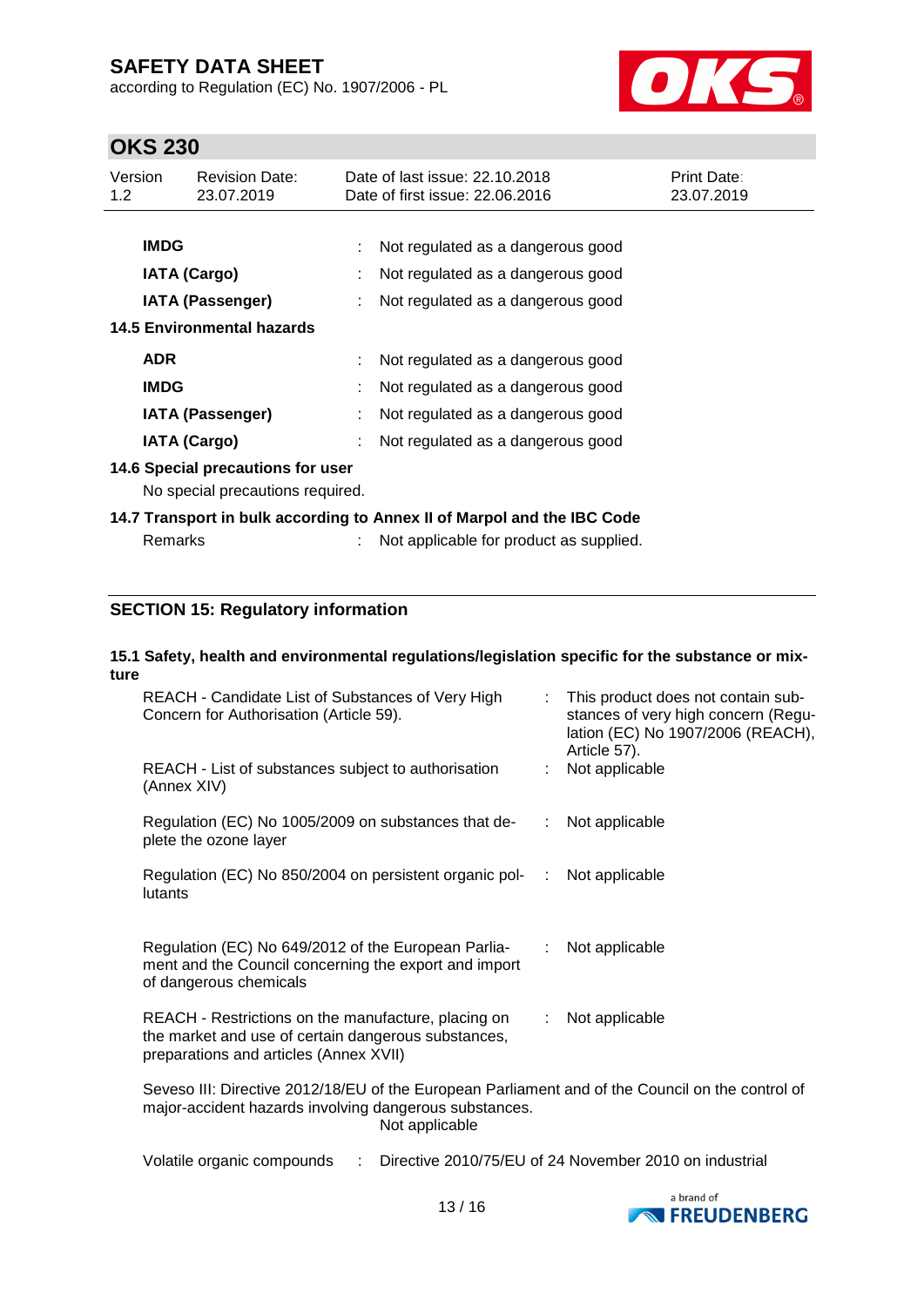| | | |
|---|---|---|
| **IMDG** | : | Not regulated as a dangerous good |
| **IATA (Cargo)** | : | Not regulated as a dangerous good |
| **IATA (Passenger)** | : | Not regulated as a dangerous good |

**14.5 Environmental hazards**

| | | |
|---|---|---|
| **ADR** | : | Not regulated as a dangerous good |
| **IMDG** | : | Not regulated as a dangerous good |
| **IATA (Passenger)** | : | Not regulated as a dangerous good |
| **IATA (Cargo)** | : | Not regulated as a dangerous good |

**14.6 Special precautions for user**

No special precautions required.

**14.7 Transport in bulk according to Annex II of Marpol and the IBC Code**

Remarks : Not applicable for product as supplied.

## SECTION 15: Regulatory information

**15.1 Safety, health and environmental regulations/legislation specific for the substance or mixture**

| | | |
|---|---|---|
| REACH - Candidate List of Substances of Very High Concern for Authorisation (Article 59). | : | This product does not contain substances of very high concern (Regulation (EC) No 1907/2006 (REACH), Article 57). |
| REACH - List of substances subject to authorisation (Annex XIV) | : | Not applicable |
| Regulation (EC) No 1005/2009 on substances that deplete the ozone layer | : | Not applicable |
| Regulation (EC) No 850/2004 on persistent organic pollutants | : | Not applicable |
| Regulation (EC) No 649/2012 of the European Parliament and the Council concerning the export and import of dangerous chemicals | : | Not applicable |
| REACH - Restrictions on the manufacture, placing on the market and use of certain dangerous substances, preparations and articles (Annex XVII) | : | Not applicable |

Seveso III: Directive 2012/18/EU of the European Parliament and of the Council on the control of major-accident hazards involving dangerous substances.
Not applicable

Volatile organic compounds : Directive 2010/75/EU of 24 November 2010 on industrial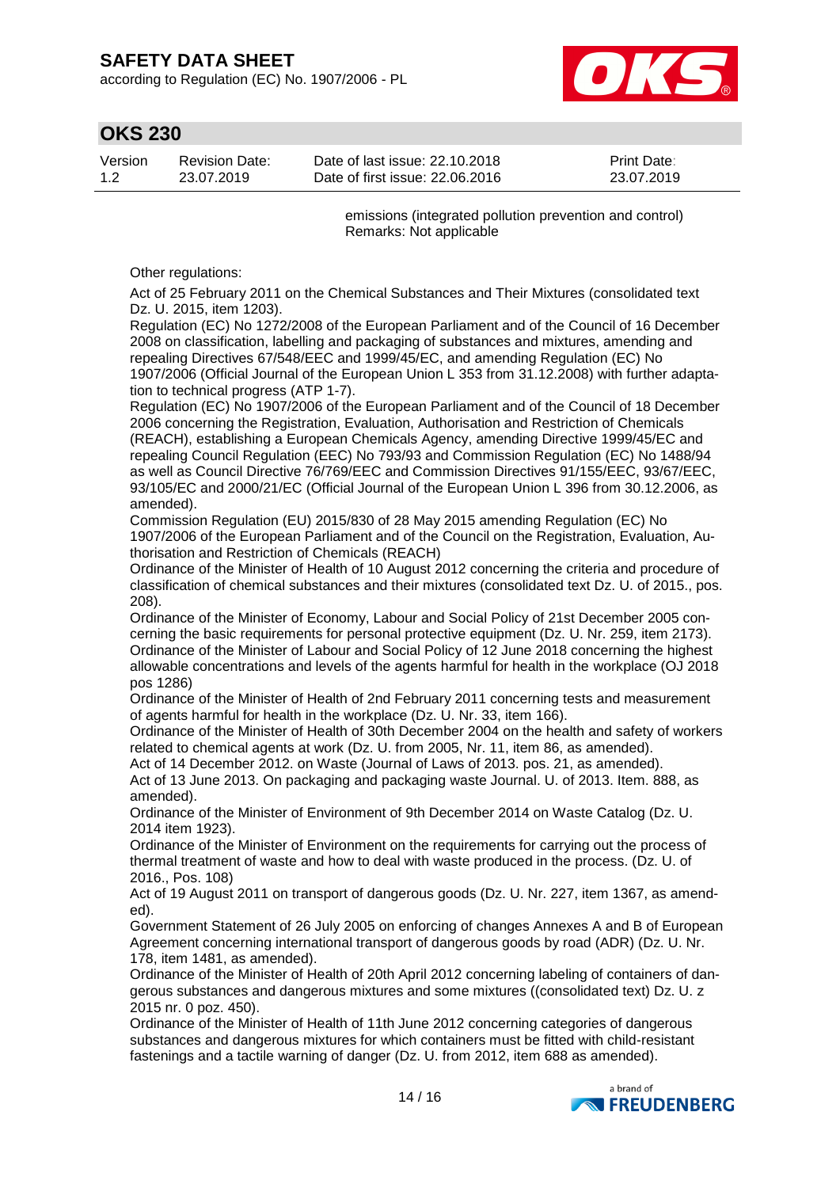emissions (integrated pollution prevention and control)
Remarks: Not applicable

Other regulations:

Act of 25 February 2011 on the Chemical Substances and Their Mixtures (consolidated text Dz. U. 2015, item 1203).
Regulation (EC) No 1272/2008 of the European Parliament and of the Council of 16 December 2008 on classification, labelling and packaging of substances and mixtures, amending and repealing Directives 67/548/EEC and 1999/45/EC, and amending Regulation (EC) No 1907/2006 (Official Journal of the European Union L 353 from 31.12.2008) with further adaptation to technical progress (ATP 1-7).
Regulation (EC) No 1907/2006 of the European Parliament and of the Council of 18 December 2006 concerning the Registration, Evaluation, Authorisation and Restriction of Chemicals (REACH), establishing a European Chemicals Agency, amending Directive 1999/45/EC and repealing Council Regulation (EEC) No 793/93 and Commission Regulation (EC) No 1488/94 as well as Council Directive 76/769/EEC and Commission Directives 91/155/EEC, 93/67/EEC, 93/105/EC and 2000/21/EC (Official Journal of the European Union L 396 from 30.12.2006, as amended).
Commission Regulation (EU) 2015/830 of 28 May 2015 amending Regulation (EC) No 1907/2006 of the European Parliament and of the Council on the Registration, Evaluation, Authorisation and Restriction of Chemicals (REACH)
Ordinance of the Minister of Health of 10 August 2012 concerning the criteria and procedure of classification of chemical substances and their mixtures (consolidated text Dz. U. of 2015., pos. 208).
Ordinance of the Minister of Economy, Labour and Social Policy of 21st December 2005 concerning the basic requirements for personal protective equipment (Dz. U. Nr. 259, item 2173).
Ordinance of the Minister of Labour and Social Policy of 12 June 2018 concerning the highest allowable concentrations and levels of the agents harmful for health in the workplace (OJ 2018 pos 1286)
Ordinance of the Minister of Health of 2nd February 2011 concerning tests and measurement of agents harmful for health in the workplace (Dz. U. Nr. 33, item 166).
Ordinance of the Minister of Health of 30th December 2004 on the health and safety of workers related to chemical agents at work (Dz. U. from 2005, Nr. 11, item 86, as amended).
Act of 14 December 2012. on Waste (Journal of Laws of 2013. pos. 21, as amended).
Act of 13 June 2013. On packaging and packaging waste Journal. U. of 2013. Item. 888, as amended).
Ordinance of the Minister of Environment of 9th December 2014 on Waste Catalog (Dz. U. 2014 item 1923).
Ordinance of the Minister of Environment on the requirements for carrying out the process of thermal treatment of waste and how to deal with waste produced in the process. (Dz. U. of 2016., Pos. 108)
Act of 19 August 2011 on transport of dangerous goods (Dz. U. Nr. 227, item 1367, as amended).
Government Statement of 26 July 2005 on enforcing of changes Annexes A and B of European Agreement concerning international transport of dangerous goods by road (ADR) (Dz. U. Nr. 178, item 1481, as amended).
Ordinance of the Minister of Health of 20th April 2012 concerning labeling of containers of dangerous substances and dangerous mixtures and some mixtures ((consolidated text) Dz. U. z 2015 nr. 0 poz. 450).
Ordinance of the Minister of Health of 11th June 2012 concerning categories of dangerous substances and dangerous mixtures for which containers must be fitted with child-resistant fastenings and a tactile warning of danger (Dz. U. from 2012, item 688 as amended).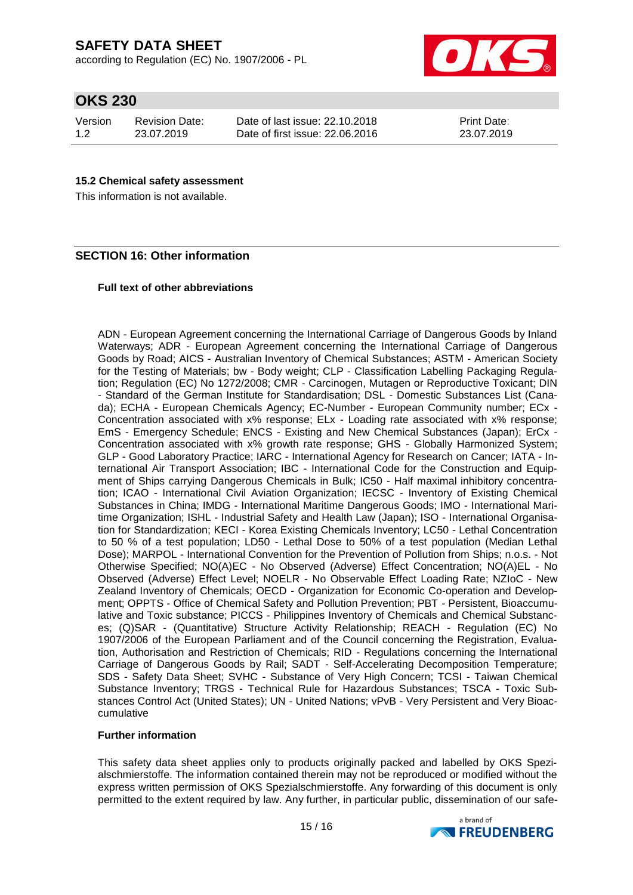#### 15.2 Chemical safety assessment

This information is not available.

### SECTION 16: Other information

#### Full text of other abbreviations

ADN - European Agreement concerning the International Carriage of Dangerous Goods by Inland Waterways; ADR - European Agreement concerning the International Carriage of Dangerous Goods by Road; AICS - Australian Inventory of Chemical Substances; ASTM - American Society for the Testing of Materials; bw - Body weight; CLP - Classification Labelling Packaging Regulation; Regulation (EC) No 1272/2008; CMR - Carcinogen, Mutagen or Reproductive Toxicant; DIN - Standard of the German Institute for Standardisation; DSL - Domestic Substances List (Canada); ECHA - European Chemicals Agency; EC-Number - European Community number; ECx - Concentration associated with x% response; ELx - Loading rate associated with x% response; EmS - Emergency Schedule; ENCS - Existing and New Chemical Substances (Japan); ErCx - Concentration associated with x% growth rate response; GHS - Globally Harmonized System; GLP - Good Laboratory Practice; IARC - International Agency for Research on Cancer; IATA - International Air Transport Association; IBC - International Code for the Construction and Equipment of Ships carrying Dangerous Chemicals in Bulk; IC50 - Half maximal inhibitory concentration; ICAO - International Civil Aviation Organization; IECSC - Inventory of Existing Chemical Substances in China; IMDG - International Maritime Dangerous Goods; IMO - International Maritime Organization; ISHL - Industrial Safety and Health Law (Japan); ISO - International Organisation for Standardization; KECI - Korea Existing Chemicals Inventory; LC50 - Lethal Concentration to 50 % of a test population; LD50 - Lethal Dose to 50% of a test population (Median Lethal Dose); MARPOL - International Convention for the Prevention of Pollution from Ships; n.o.s. - Not Otherwise Specified; NO(A)EC - No Observed (Adverse) Effect Concentration; NO(A)EL - No Observed (Adverse) Effect Level; NOELR - No Observable Effect Loading Rate; NZIoC - New Zealand Inventory of Chemicals; OECD - Organization for Economic Co-operation and Development; OPPTS - Office of Chemical Safety and Pollution Prevention; PBT - Persistent, Bioaccumulative and Toxic substance; PICCS - Philippines Inventory of Chemicals and Chemical Substances; (Q)SAR - (Quantitative) Structure Activity Relationship; REACH - Regulation (EC) No 1907/2006 of the European Parliament and of the Council concerning the Registration, Evaluation, Authorisation and Restriction of Chemicals; RID - Regulations concerning the International Carriage of Dangerous Goods by Rail; SADT - Self-Accelerating Decomposition Temperature; SDS - Safety Data Sheet; SVHC - Substance of Very High Concern; TCSI - Taiwan Chemical Substance Inventory; TRGS - Technical Rule for Hazardous Substances; TSCA - Toxic Substances Control Act (United States); UN - United Nations; vPvB - Very Persistent and Very Bioaccumulative

#### Further information

This safety data sheet applies only to products originally packed and labelled by OKS Spezialschmierstoffe. The information contained therein may not be reproduced or modified without the express written permission of OKS Spezialschmierstoffe. Any forwarding of this document is only permitted to the extent required by law. Any further, in particular public, dissemination of our safe-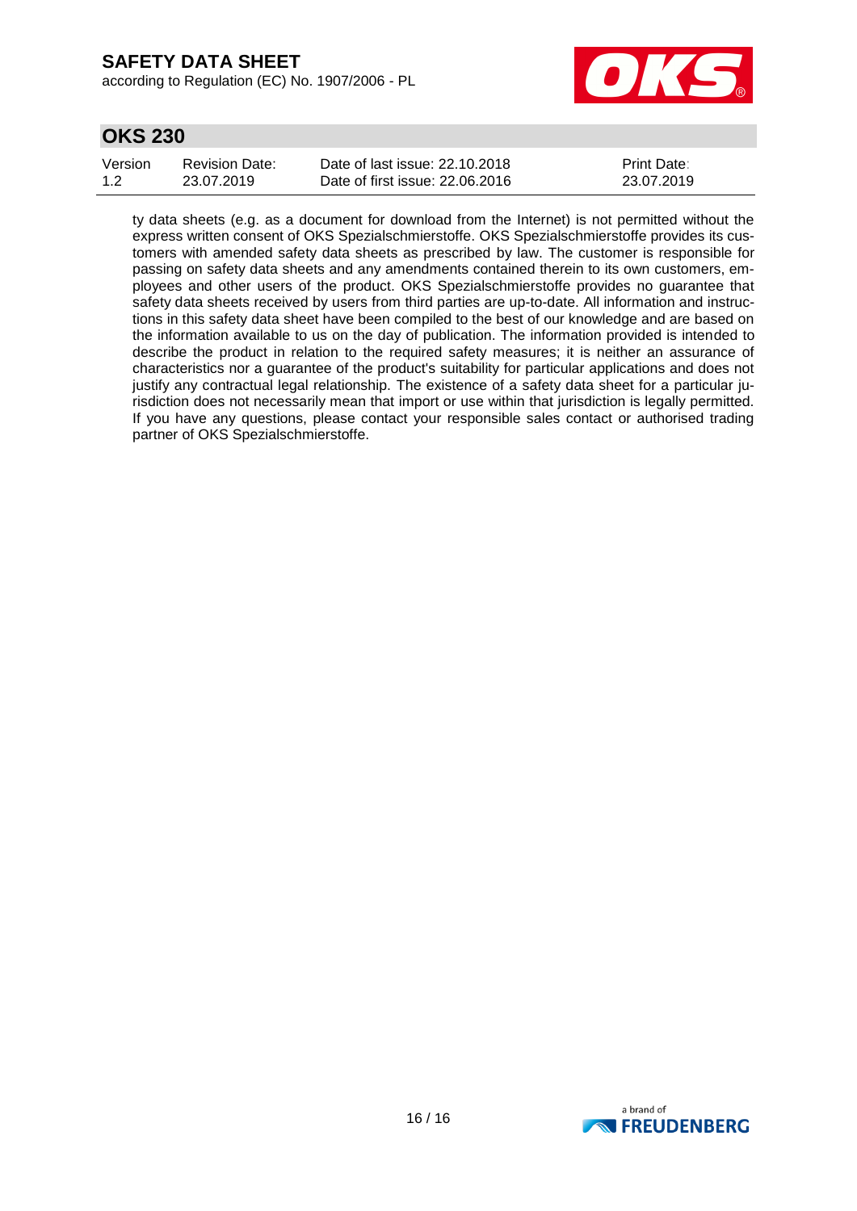ty data sheets (e.g. as a document for download from the Internet) is not permitted without the express written consent of OKS Spezialschmierstoffe. OKS Spezialschmierstoffe provides its customers with amended safety data sheets as prescribed by law. The customer is responsible for passing on safety data sheets and any amendments contained therein to its own customers, employees and other users of the product. OKS Spezialschmierstoffe provides no guarantee that safety data sheets received by users from third parties are up-to-date. All information and instructions in this safety data sheet have been compiled to the best of our knowledge and are based on the information available to us on the day of publication. The information provided is intended to describe the product in relation to the required safety measures; it is neither an assurance of characteristics nor a guarantee of the product's suitability for particular applications and does not justify any contractual legal relationship. The existence of a safety data sheet for a particular jurisdiction does not necessarily mean that import or use within that jurisdiction is legally permitted. If you have any questions, please contact your responsible sales contact or authorised trading partner of OKS Spezialschmierstoffe.